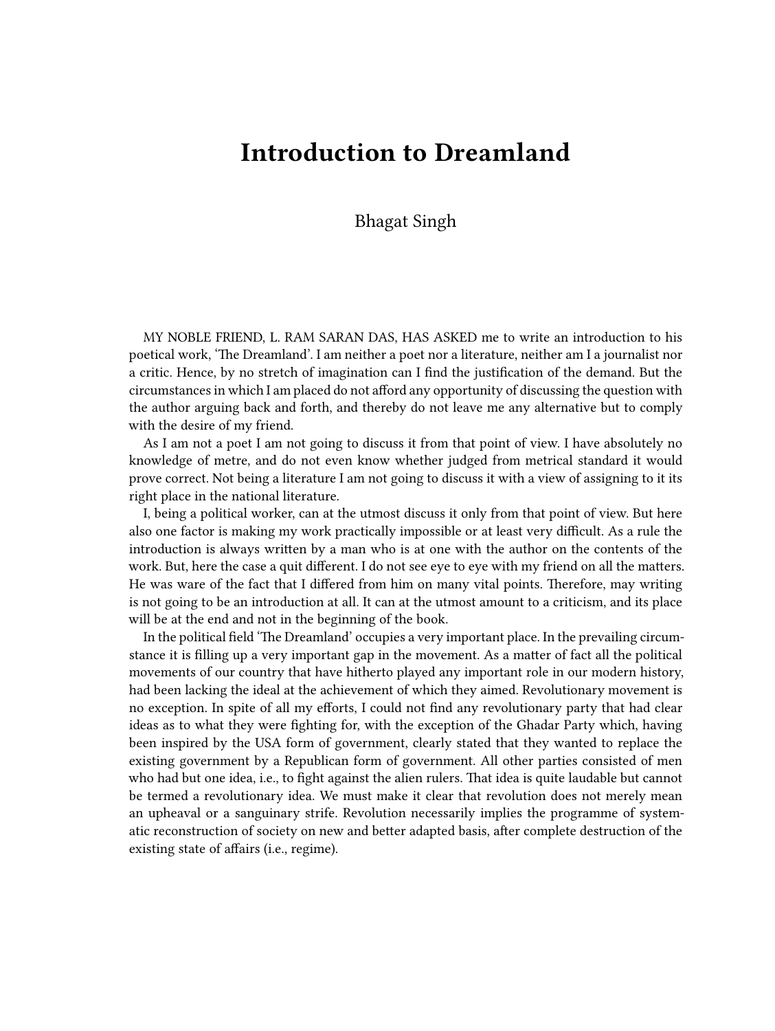# Introduction to Dreamland

Bhagat Singh

MY NOBLE FRIEND, L. RAM SARAN DAS, HAS ASKED me to write an introduction to his poetical work, 'The Dreamland'. I am neither a poet nor a literature, neither am I a journalist nor a critic. Hence, by no stretch of imagination can I find the justification of the demand. But the circumstances in which I am placed do not afford any opportunity of discussing the question with the author arguing back and forth, and thereby do not leave me any alternative but to comply with the desire of my friend.

As I am not a poet I am not going to discuss it from that point of view. I have absolutely no knowledge of metre, and do not even know whether judged from metrical standard it would prove correct. Not being a literature I am not going to discuss it with a view of assigning to it its right place in the national literature.

I, being a political worker, can at the utmost discuss it only from that point of view. But here also one factor is making my work practically impossible or at least very difficult. As a rule the introduction is always written by a man who is at one with the author on the contents of the work. But, here the case a quit different. I do not see eye to eye with my friend on all the matters. He was ware of the fact that I differed from him on many vital points. Therefore, may writing is not going to be an introduction at all. It can at the utmost amount to a criticism, and its place will be at the end and not in the beginning of the book.

In the political field 'The Dreamland' occupies a very important place. In the prevailing circumstance it is filling up a very important gap in the movement. As a matter of fact all the political movements of our country that have hitherto played any important role in our modern history, had been lacking the ideal at the achievement of which they aimed. Revolutionary movement is no exception. In spite of all my efforts, I could not find any revolutionary party that had clear ideas as to what they were fighting for, with the exception of the Ghadar Party which, having been inspired by the USA form of government, clearly stated that they wanted to replace the existing government by a Republican form of government. All other parties consisted of men who had but one idea, i.e., to fight against the alien rulers. That idea is quite laudable but cannot be termed a revolutionary idea. We must make it clear that revolution does not merely mean an upheaval or a sanguinary strife. Revolution necessarily implies the programme of systematic reconstruction of society on new and better adapted basis, after complete destruction of the existing state of affairs (i.e., regime).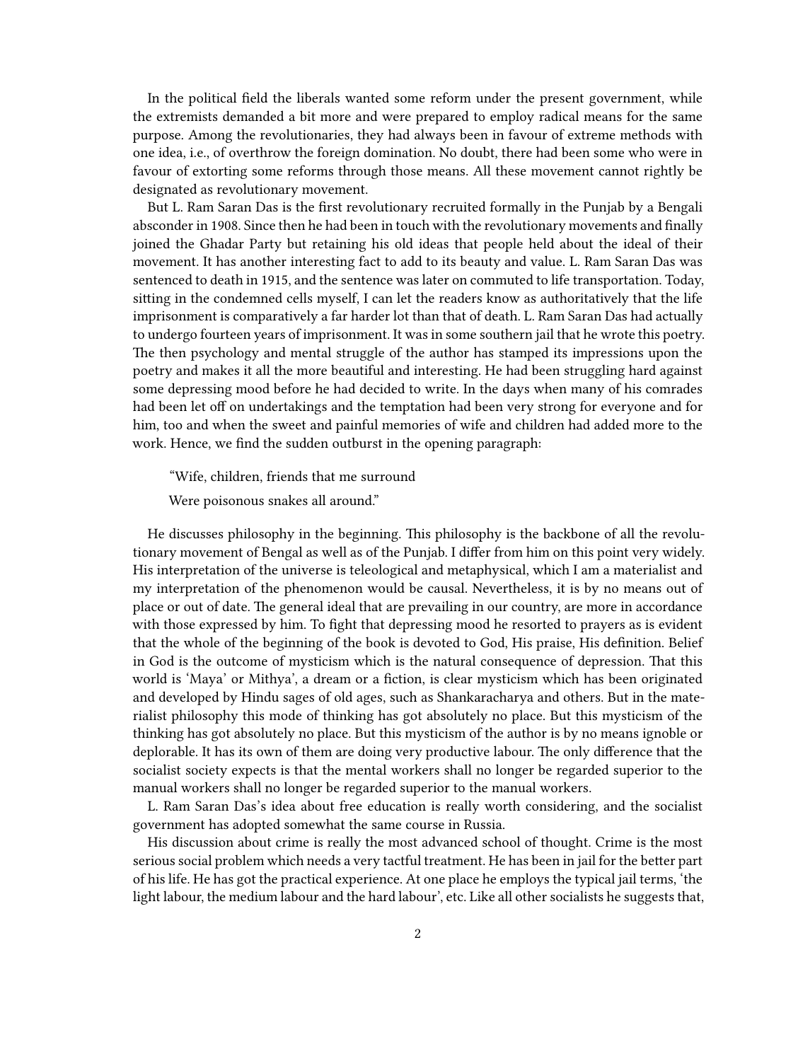In the political field the liberals wanted some reform under the present government, while the extremists demanded a bit more and were prepared to employ radical means for the same purpose. Among the revolutionaries, they had always been in favour of extreme methods with one idea, i.e., of overthrow the foreign domination. No doubt, there had been some who were in favour of extorting some reforms through those means. All these movement cannot rightly be designated as revolutionary movement.

But L. Ram Saran Das is the first revolutionary recruited formally in the Punjab by a Bengali absconder in 1908. Since then he had been in touch with the revolutionary movements and finally joined the Ghadar Party but retaining his old ideas that people held about the ideal of their movement. It has another interesting fact to add to its beauty and value. L. Ram Saran Das was sentenced to death in 1915, and the sentence was later on commuted to life transportation. Today, sitting in the condemned cells myself, I can let the readers know as authoritatively that the life imprisonment is comparatively a far harder lot than that of death. L. Ram Saran Das had actually to undergo fourteen years of imprisonment. It was in some southern jail that he wrote this poetry. The then psychology and mental struggle of the author has stamped its impressions upon the poetry and makes it all the more beautiful and interesting. He had been struggling hard against some depressing mood before he had decided to write. In the days when many of his comrades had been let off on undertakings and the temptation had been very strong for everyone and for him, too and when the sweet and painful memories of wife and children had added more to the work. Hence, we find the sudden outburst in the opening paragraph:

> "Wife, children, friends that me surround
>
> Were poisonous snakes all around."

He discusses philosophy in the beginning. This philosophy is the backbone of all the revolutionary movement of Bengal as well as of the Punjab. I differ from him on this point very widely. His interpretation of the universe is teleological and metaphysical, which I am a materialist and my interpretation of the phenomenon would be causal. Nevertheless, it is by no means out of place or out of date. The general ideal that are prevailing in our country, are more in accordance with those expressed by him. To fight that depressing mood he resorted to prayers as is evident that the whole of the beginning of the book is devoted to God, His praise, His definition. Belief in God is the outcome of mysticism which is the natural consequence of depression. That this world is 'Maya' or Mithya', a dream or a fiction, is clear mysticism which has been originated and developed by Hindu sages of old ages, such as Shankaracharya and others. But in the materialist philosophy this mode of thinking has got absolutely no place. But this mysticism of the thinking has got absolutely no place. But this mysticism of the author is by no means ignoble or deplorable. It has its own of them are doing very productive labour. The only difference that the socialist society expects is that the mental workers shall no longer be regarded superior to the manual workers shall no longer be regarded superior to the manual workers.

L. Ram Saran Das's idea about free education is really worth considering, and the socialist government has adopted somewhat the same course in Russia.

His discussion about crime is really the most advanced school of thought. Crime is the most serious social problem which needs a very tactful treatment. He has been in jail for the better part of his life. He has got the practical experience. At one place he employs the typical jail terms, 'the light labour, the medium labour and the hard labour', etc. Like all other socialists he suggests that,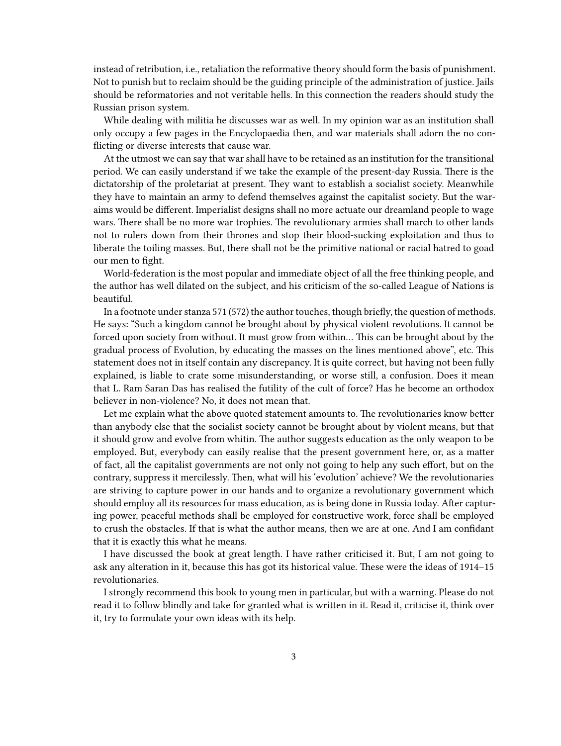instead of retribution, i.e., retaliation the reformative theory should form the basis of punishment. Not to punish but to reclaim should be the guiding principle of the administration of justice. Jails should be reformatories and not veritable hells. In this connection the readers should study the Russian prison system.

While dealing with militia he discusses war as well. In my opinion war as an institution shall only occupy a few pages in the Encyclopaedia then, and war materials shall adorn the no conflicting or diverse interests that cause war.

At the utmost we can say that war shall have to be retained as an institution for the transitional period. We can easily understand if we take the example of the present-day Russia. There is the dictatorship of the proletariat at present. They want to establish a socialist society. Meanwhile they have to maintain an army to defend themselves against the capitalist society. But the war-aims would be different. Imperialist designs shall no more actuate our dreamland people to wage wars. There shall be no more war trophies. The revolutionary armies shall march to other lands not to rulers down from their thrones and stop their blood-sucking exploitation and thus to liberate the toiling masses. But, there shall not be the primitive national or racial hatred to goad our men to fight.

World-federation is the most popular and immediate object of all the free thinking people, and the author has well dilated on the subject, and his criticism of the so-called League of Nations is beautiful.

In a footnote under stanza 571 (572) the author touches, though briefly, the question of methods. He says: "Such a kingdom cannot be brought about by physical violent revolutions. It cannot be forced upon society from without. It must grow from within… This can be brought about by the gradual process of Evolution, by educating the masses on the lines mentioned above", etc. This statement does not in itself contain any discrepancy. It is quite correct, but having not been fully explained, is liable to crate some misunderstanding, or worse still, a confusion. Does it mean that L. Ram Saran Das has realised the futility of the cult of force? Has he become an orthodox believer in non-violence? No, it does not mean that.

Let me explain what the above quoted statement amounts to. The revolutionaries know better than anybody else that the socialist society cannot be brought about by violent means, but that it should grow and evolve from whitin. The author suggests education as the only weapon to be employed. But, everybody can easily realise that the present government here, or, as a matter of fact, all the capitalist governments are not only not going to help any such effort, but on the contrary, suppress it mercilessly. Then, what will his 'evolution' achieve? We the revolutionaries are striving to capture power in our hands and to organize a revolutionary government which should employ all its resources for mass education, as is being done in Russia today. After capturing power, peaceful methods shall be employed for constructive work, force shall be employed to crush the obstacles. If that is what the author means, then we are at one. And I am confidant that it is exactly this what he means.

I have discussed the book at great length. I have rather criticised it. But, I am not going to ask any alteration in it, because this has got its historical value. These were the ideas of 1914–15 revolutionaries.

I strongly recommend this book to young men in particular, but with a warning. Please do not read it to follow blindly and take for granted what is written in it. Read it, criticise it, think over it, try to formulate your own ideas with its help.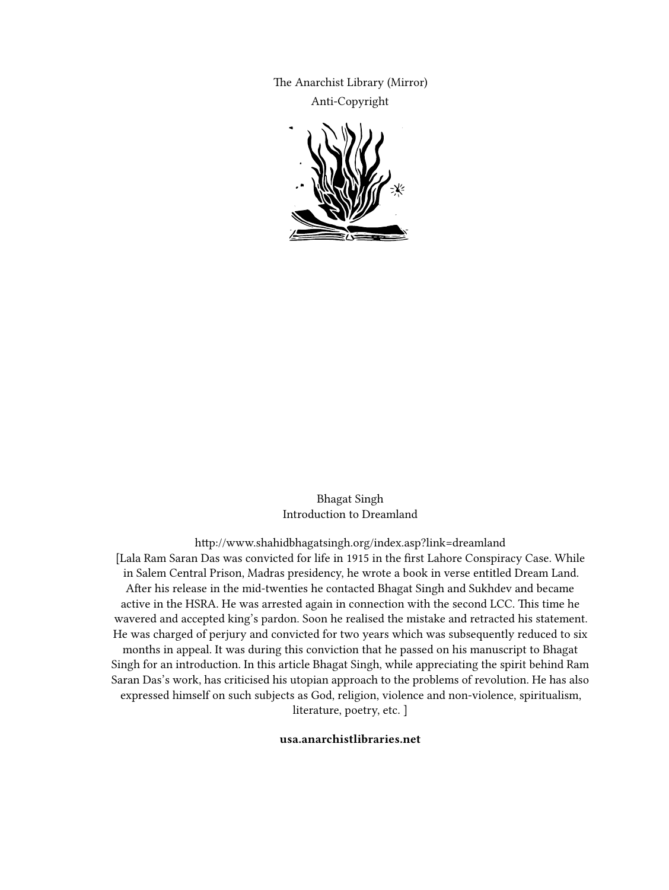The Anarchist Library (Mirror)
Anti-Copyright

Bhagat Singh
Introduction to Dreamland

http://www.shahidbhagatsingh.org/index.asp?link=dreamland
[Lala Ram Saran Das was convicted for life in 1915 in the first Lahore Conspiracy Case. While in Salem Central Prison, Madras presidency, he wrote a book in verse entitled Dream Land. After his release in the mid-twenties he contacted Bhagat Singh and Sukhdev and became active in the HSRA. He was arrested again in connection with the second LCC. This time he wavered and accepted king's pardon. Soon he realised the mistake and retracted his statement. He was charged of perjury and convicted for two years which was subsequently reduced to six months in appeal. It was during this conviction that he passed on his manuscript to Bhagat Singh for an introduction. In this article Bhagat Singh, while appreciating the spirit behind Ram Saran Das's work, has criticised his utopian approach to the problems of revolution. He has also expressed himself on such subjects as God, religion, violence and non-violence, spiritualism, literature, poetry, etc. ]

**usa.anarchistlibraries.net**